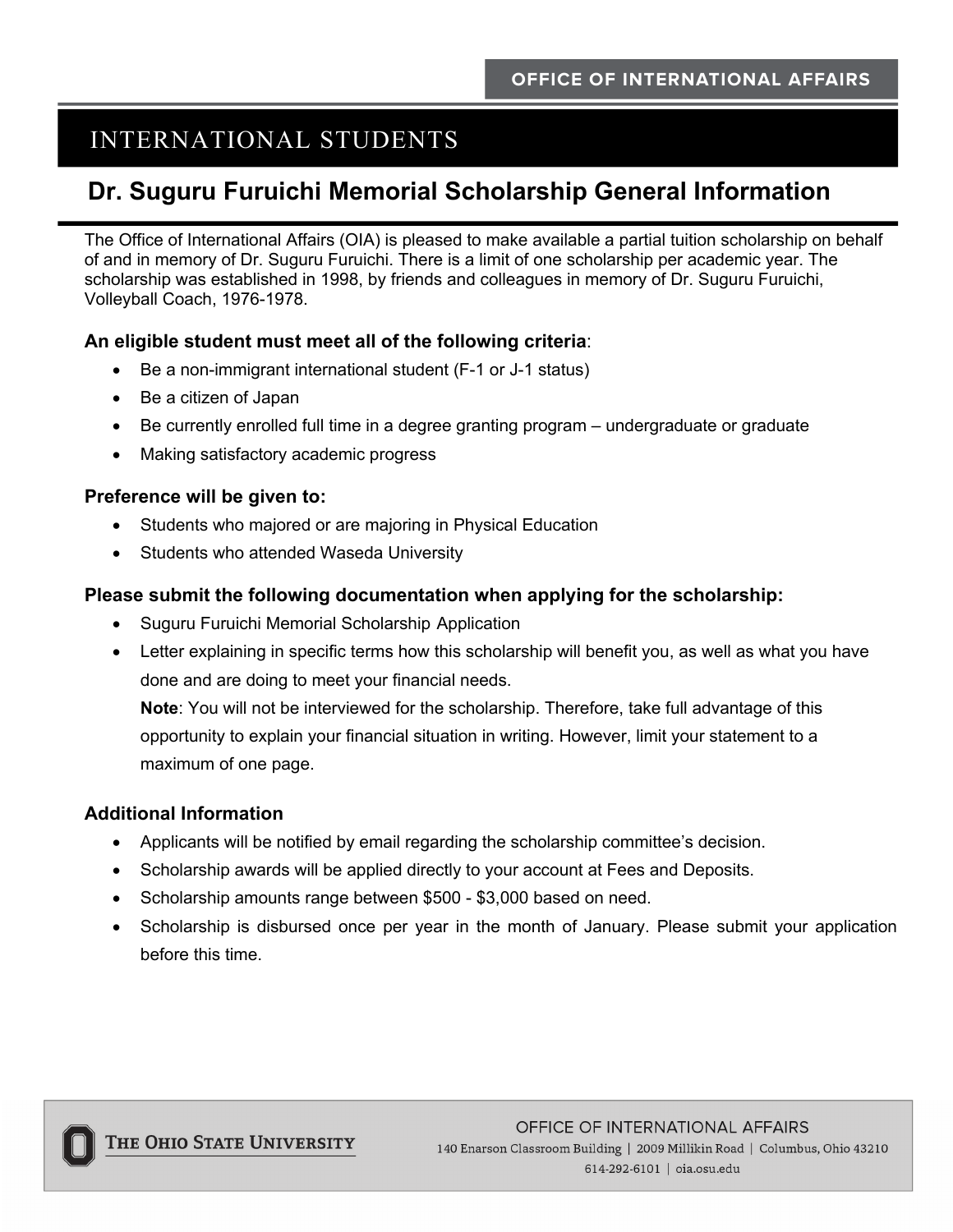OFFICE OF INTERNATIONAL AFFAIRS

# INTERNATIONAL STUDENTS

## Dr. Suguru Furuichi Memorial Scholarship General Information

The Office of International Affairs (OIA) is pleased to make available a partial tuition scholarship on behalf of and in memory of Dr. Suguru Furuichi. There is a limit of one scholarship per academic year. The scholarship was established in 1998, by friends and colleagues in memory of Dr. Suguru Furuichi, Volleyball Coach, 1976-1978.

### An eligible student must meet all of the following criteria:

- Be a non-immigrant international student (F-1 or J-1 status)
- Be a citizen of Japan
- Be currently enrolled full time in a degree granting program – undergraduate or graduate
- Making satisfactory academic progress

### Preference will be given to:

- Students who majored or are majoring in Physical Education
- Students who attended Waseda University

### Please submit the following documentation when applying for the scholarship:

- Suguru Furuichi Memorial Scholarship Application
- Letter explaining in specific terms how this scholarship will benefit you, as well as what you have done and are doing to meet your financial needs.
  **Note**: You will not be interviewed for the scholarship. Therefore, take full advantage of this opportunity to explain your financial situation in writing. However, limit your statement to a maximum of one page.

### Additional Information

- Applicants will be notified by email regarding the scholarship committee's decision.
- Scholarship awards will be applied directly to your account at Fees and Deposits.
- Scholarship amounts range between $500 - $3,000 based on need.
- Scholarship is disbursed once per year in the month of January. Please submit your application before this time.

THE OHIO STATE UNIVERSITY

OFFICE OF INTERNATIONAL AFFAIRS
140 Enarson Classroom Building | 2009 Millikin Road | Columbus, Ohio 43210
614-292-6101 | oia.osu.edu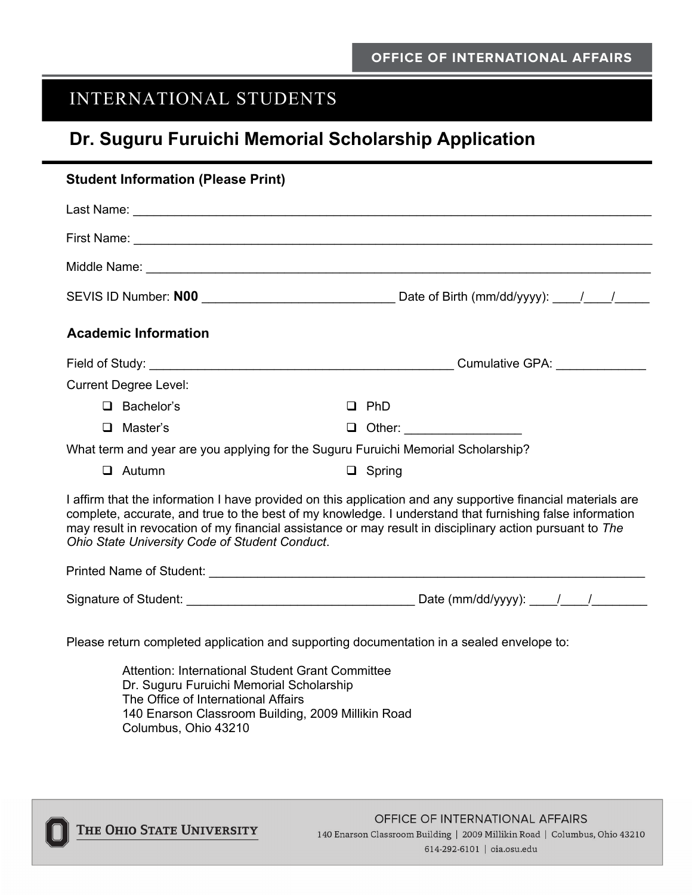OFFICE OF INTERNATIONAL AFFAIRS

# INTERNATIONAL STUDENTS

## Dr. Suguru Furuichi Memorial Scholarship Application

### Student Information (Please Print)

Last Name: ___________________________________________________________________________

First Name: ___________________________________________________________________________

Middle Name: _________________________________________________________________________

SEVIS ID Number: **N00** ____________________________ Date of Birth (mm/dd/yyyy): ____/____/_____

### Academic Information

Field of Study: ____________________________________________ Cumulative GPA: _____________

Current Degree Level:

- ❑ Bachelor's
- ❑ PhD
- ❑ Master's
- ❑ Other: ________________

What term and year are you applying for the Suguru Furuichi Memorial Scholarship?

- ❑ Autumn
- ❑ Spring

I affirm that the information I have provided on this application and any supportive financial materials are complete, accurate, and true to the best of my knowledge. I understand that furnishing false information may result in revocation of my financial assistance or may result in disciplinary action pursuant to *The Ohio State University Code of Student Conduct*.

Printed Name of Student: _________________________________________________________________

Signature of Student: _________________________________ Date (mm/dd/yyyy): ____/____/________

Please return completed application and supporting documentation in a sealed envelope to:

Attention: International Student Grant Committee
Dr. Suguru Furuichi Memorial Scholarship
The Office of International Affairs
140 Enarson Classroom Building, 2009 Millikin Road
Columbus, Ohio 43210

THE OHIO STATE UNIVERSITY

OFFICE OF INTERNATIONAL AFFAIRS
140 Enarson Classroom Building | 2009 Millikin Road | Columbus, Ohio 43210
614-292-6101 | oia.osu.edu